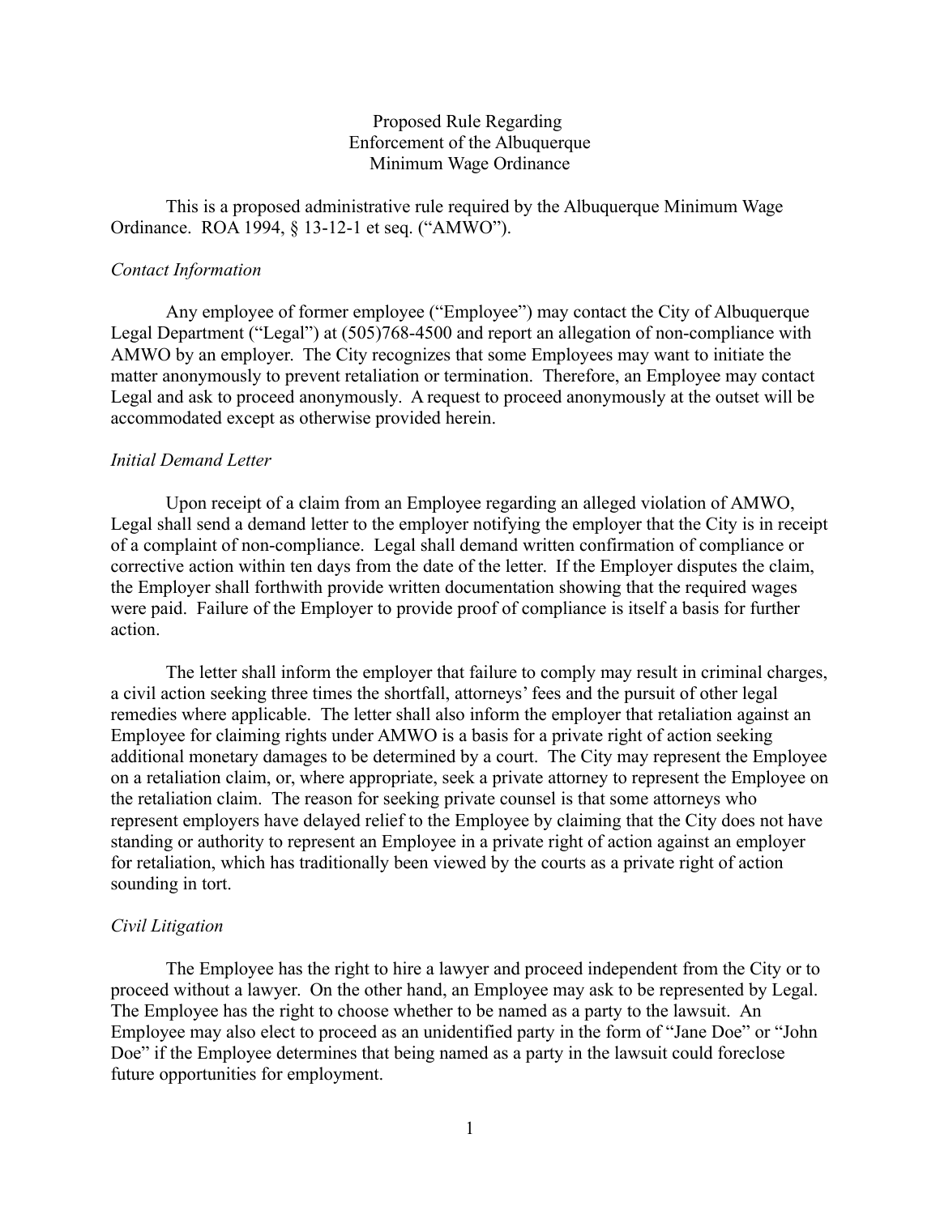# Proposed Rule Regarding Enforcement of the Albuquerque Minimum Wage Ordinance

This is a proposed administrative rule required by the Albuquerque Minimum Wage Ordinance. ROA 1994, § 13-12-1 et seq. ("AMWO").

*Contact Information*

Any employee of former employee ("Employee") may contact the City of Albuquerque Legal Department ("Legal") at (505)768-4500 and report an allegation of non-compliance with AMWO by an employer. The City recognizes that some Employees may want to initiate the matter anonymously to prevent retaliation or termination. Therefore, an Employee may contact Legal and ask to proceed anonymously. A request to proceed anonymously at the outset will be accommodated except as otherwise provided herein.

*Initial Demand Letter*

Upon receipt of a claim from an Employee regarding an alleged violation of AMWO, Legal shall send a demand letter to the employer notifying the employer that the City is in receipt of a complaint of non-compliance. Legal shall demand written confirmation of compliance or corrective action within ten days from the date of the letter. If the Employer disputes the claim, the Employer shall forthwith provide written documentation showing that the required wages were paid. Failure of the Employer to provide proof of compliance is itself a basis for further action.

The letter shall inform the employer that failure to comply may result in criminal charges, a civil action seeking three times the shortfall, attorneys' fees and the pursuit of other legal remedies where applicable. The letter shall also inform the employer that retaliation against an Employee for claiming rights under AMWO is a basis for a private right of action seeking additional monetary damages to be determined by a court. The City may represent the Employee on a retaliation claim, or, where appropriate, seek a private attorney to represent the Employee on the retaliation claim. The reason for seeking private counsel is that some attorneys who represent employers have delayed relief to the Employee by claiming that the City does not have standing or authority to represent an Employee in a private right of action against an employer for retaliation, which has traditionally been viewed by the courts as a private right of action sounding in tort.

*Civil Litigation*

The Employee has the right to hire a lawyer and proceed independent from the City or to proceed without a lawyer. On the other hand, an Employee may ask to be represented by Legal. The Employee has the right to choose whether to be named as a party to the lawsuit. An Employee may also elect to proceed as an unidentified party in the form of "Jane Doe" or "John Doe" if the Employee determines that being named as a party in the lawsuit could foreclose future opportunities for employment.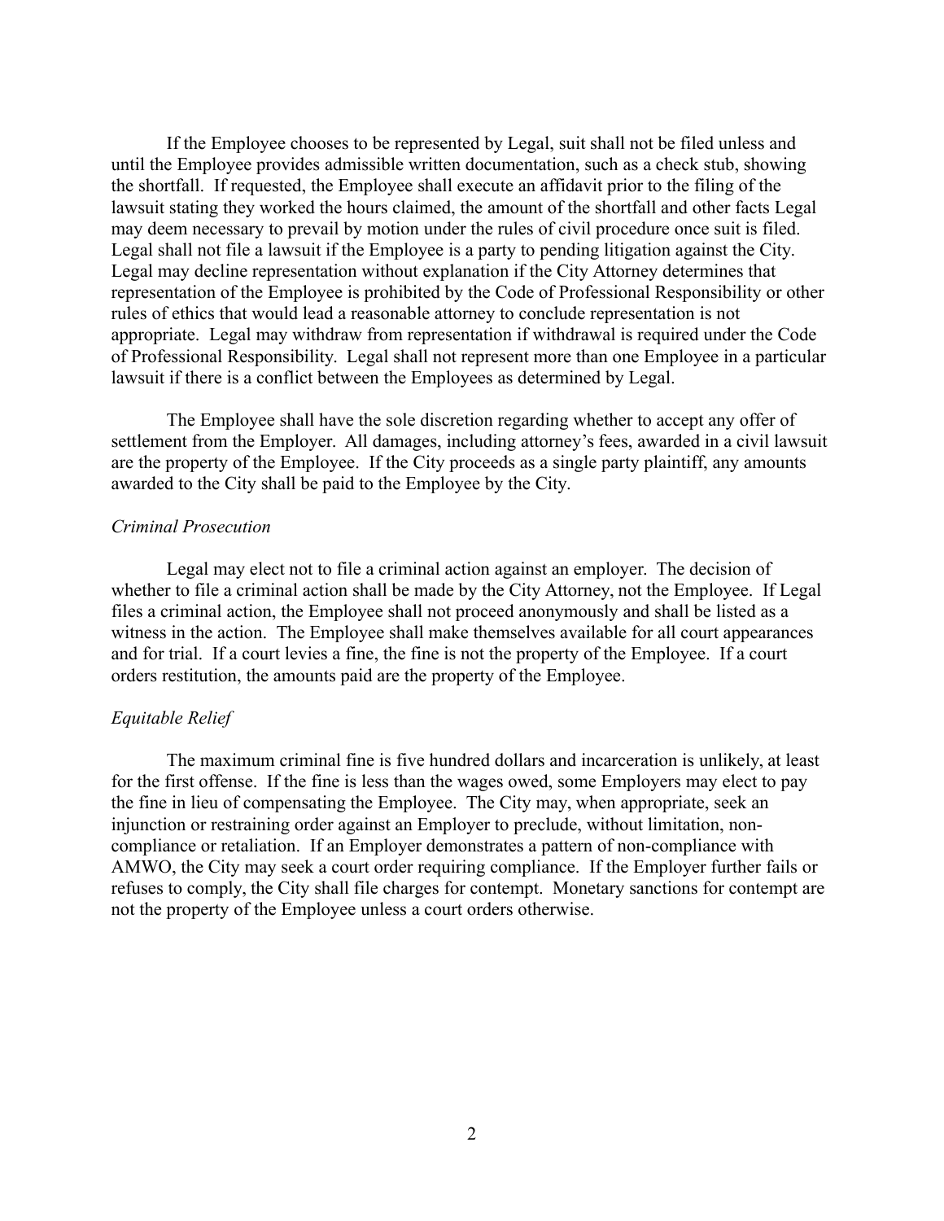If the Employee chooses to be represented by Legal, suit shall not be filed unless and until the Employee provides admissible written documentation, such as a check stub, showing the shortfall. If requested, the Employee shall execute an affidavit prior to the filing of the lawsuit stating they worked the hours claimed, the amount of the shortfall and other facts Legal may deem necessary to prevail by motion under the rules of civil procedure once suit is filed. Legal shall not file a lawsuit if the Employee is a party to pending litigation against the City. Legal may decline representation without explanation if the City Attorney determines that representation of the Employee is prohibited by the Code of Professional Responsibility or other rules of ethics that would lead a reasonable attorney to conclude representation is not appropriate. Legal may withdraw from representation if withdrawal is required under the Code of Professional Responsibility. Legal shall not represent more than one Employee in a particular lawsuit if there is a conflict between the Employees as determined by Legal.

The Employee shall have the sole discretion regarding whether to accept any offer of settlement from the Employer. All damages, including attorney's fees, awarded in a civil lawsuit are the property of the Employee. If the City proceeds as a single party plaintiff, any amounts awarded to the City shall be paid to the Employee by the City.

*Criminal Prosecution*

Legal may elect not to file a criminal action against an employer. The decision of whether to file a criminal action shall be made by the City Attorney, not the Employee. If Legal files a criminal action, the Employee shall not proceed anonymously and shall be listed as a witness in the action. The Employee shall make themselves available for all court appearances and for trial. If a court levies a fine, the fine is not the property of the Employee. If a court orders restitution, the amounts paid are the property of the Employee.

*Equitable Relief*

The maximum criminal fine is five hundred dollars and incarceration is unlikely, at least for the first offense. If the fine is less than the wages owed, some Employers may elect to pay the fine in lieu of compensating the Employee. The City may, when appropriate, seek an injunction or restraining order against an Employer to preclude, without limitation, non-compliance or retaliation. If an Employer demonstrates a pattern of non-compliance with AMWO, the City may seek a court order requiring compliance. If the Employer further fails or refuses to comply, the City shall file charges for contempt. Monetary sanctions for contempt are not the property of the Employee unless a court orders otherwise.